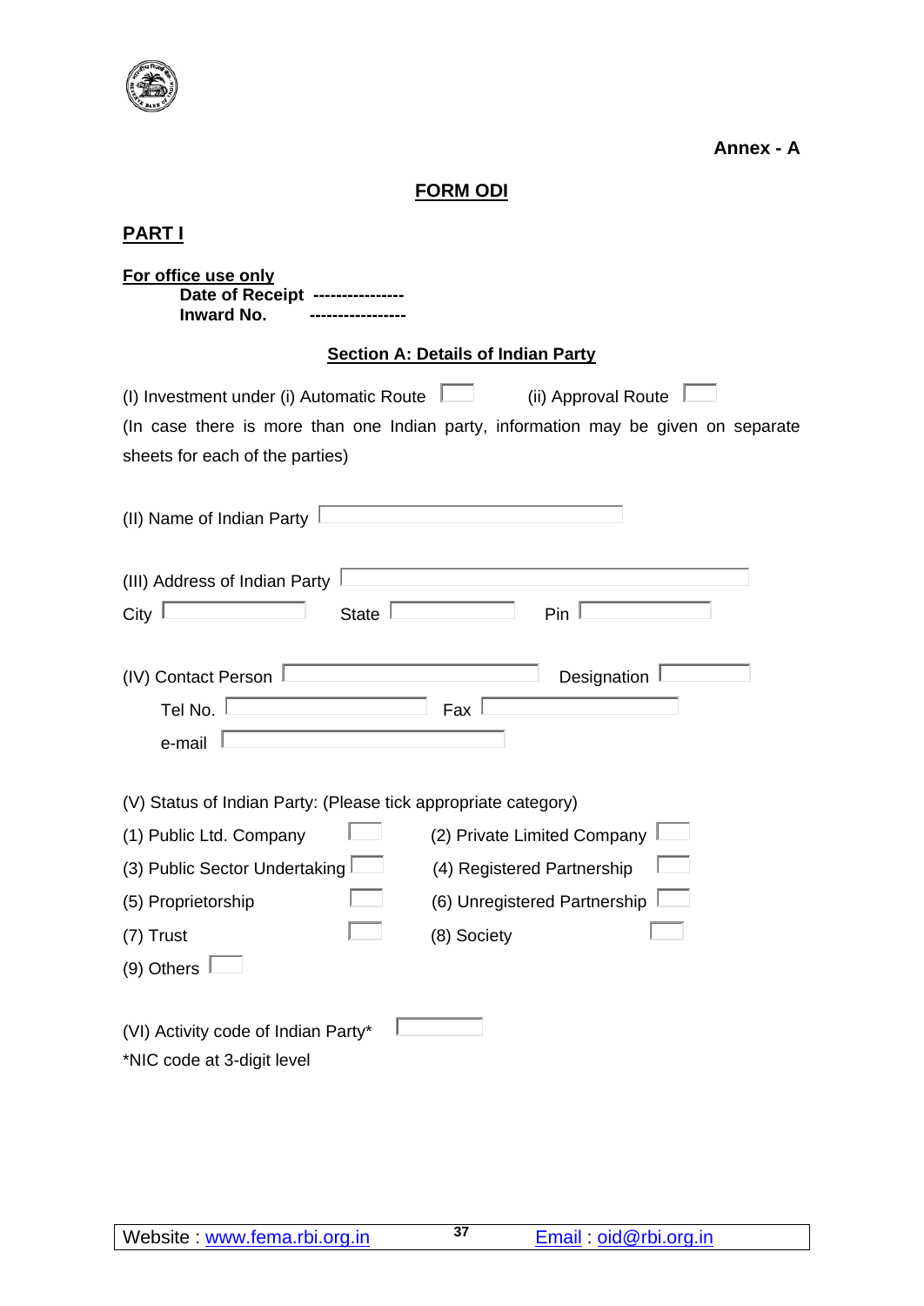**Annex - A**

# FORM ODI

## PART I

**For office use only**

**Date of Receipt ----------------**

**Inward No. -----------------**

### Section A: Details of Indian Party

(I) Investment under (i) Automatic Route ☐ (ii) Approval Route ☐

(In case there is more than one Indian party, information may be given on separate sheets for each of the parties)

(II) Name of Indian Party ________

(III) Address of Indian Party ________

City ________ State ________ Pin ________

(IV) Contact Person ________ Designation ________

Tel No. ________ Fax ________

e-mail ________

(V) Status of Indian Party: (Please tick appropriate category)

| | | | |
|---|---|---|---|
| (1) Public Ltd. Company | ☐ | (2) Private Limited Company | ☐ |
| (3) Public Sector Undertaking | ☐ | (4) Registered Partnership | ☐ |
| (5) Proprietorship | ☐ | (6) Unregistered Partnership | ☐ |
| (7) Trust | ☐ | (8) Society | ☐ |
| (9) Others | ☐ | | |

(VI) Activity code of Indian Party* ________

*NIC code at 3-digit level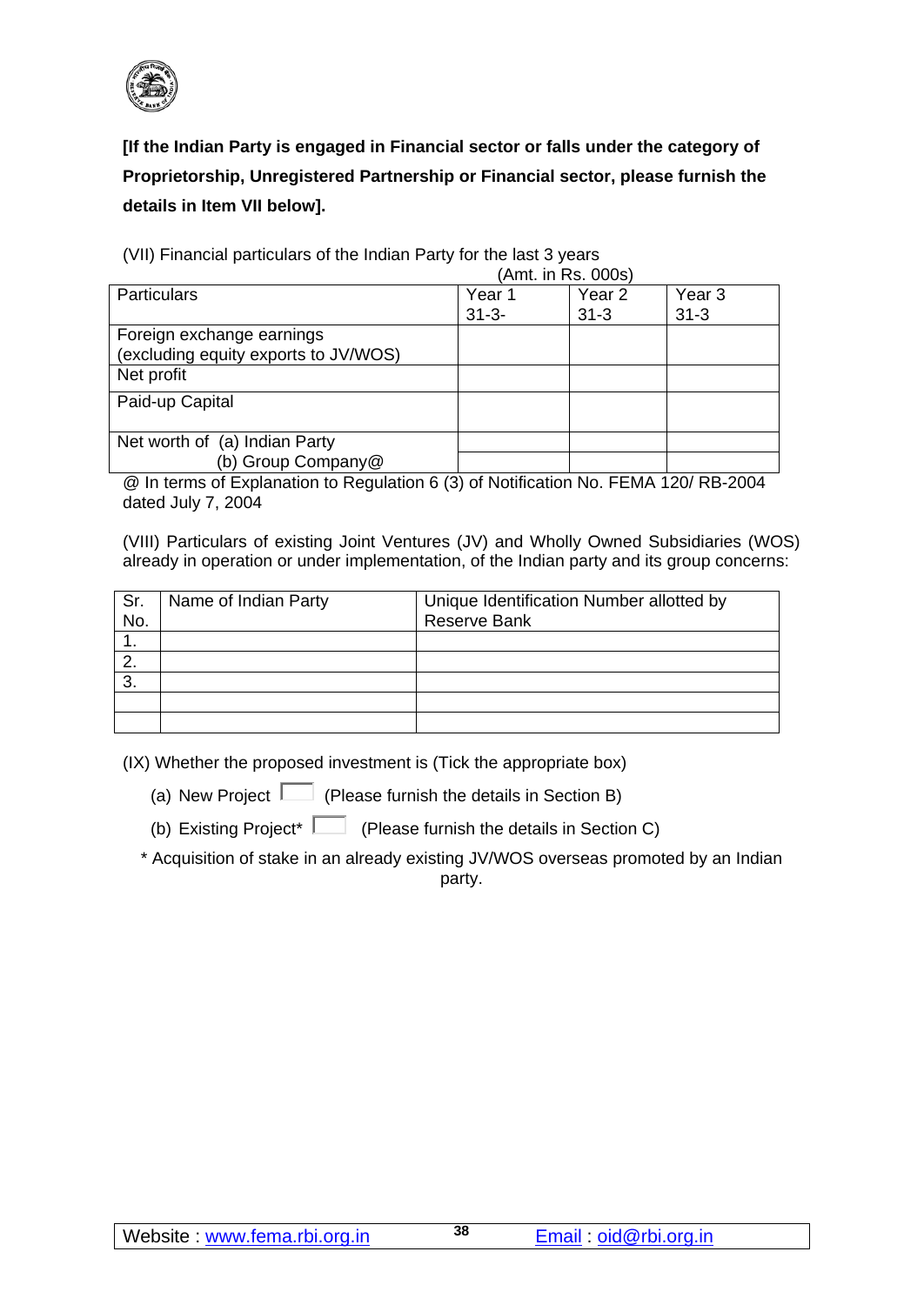**[If the Indian Party is engaged in Financial sector or falls under the category of Proprietorship, Unregistered Partnership or Financial sector, please furnish the details in Item VII below].**

(VII) Financial particulars of the Indian Party for the last 3 years

(Amt. in Rs. 000s)

| Particulars | Year 1 31-3- | Year 2 31-3 | Year 3 31-3 |
|---|---|---|---|
| Foreign exchange earnings (excluding equity exports to JV/WOS) | | | |
| Net profit | | | |
| Paid-up Capital | | | |
| Net worth of (a) Indian Party | | | |
| (b) Group Company@ | | | |

@ In terms of Explanation to Regulation 6 (3) of Notification No. FEMA 120/ RB-2004 dated July 7, 2004

(VIII) Particulars of existing Joint Ventures (JV) and Wholly Owned Subsidiaries (WOS) already in operation or under implementation, of the Indian party and its group concerns:

| Sr. No. | Name of Indian Party | Unique Identification Number allotted by Reserve Bank |
|---|---|---|
| 1. | | |
| 2. | | |
| 3. | | |
| | | |
| | | |

(IX) Whether the proposed investment is (Tick the appropriate box)

(a) New Project ☐ (Please furnish the details in Section B)

(b) Existing Project* ☐ (Please furnish the details in Section C)

\* Acquisition of stake in an already existing JV/WOS overseas promoted by an Indian party.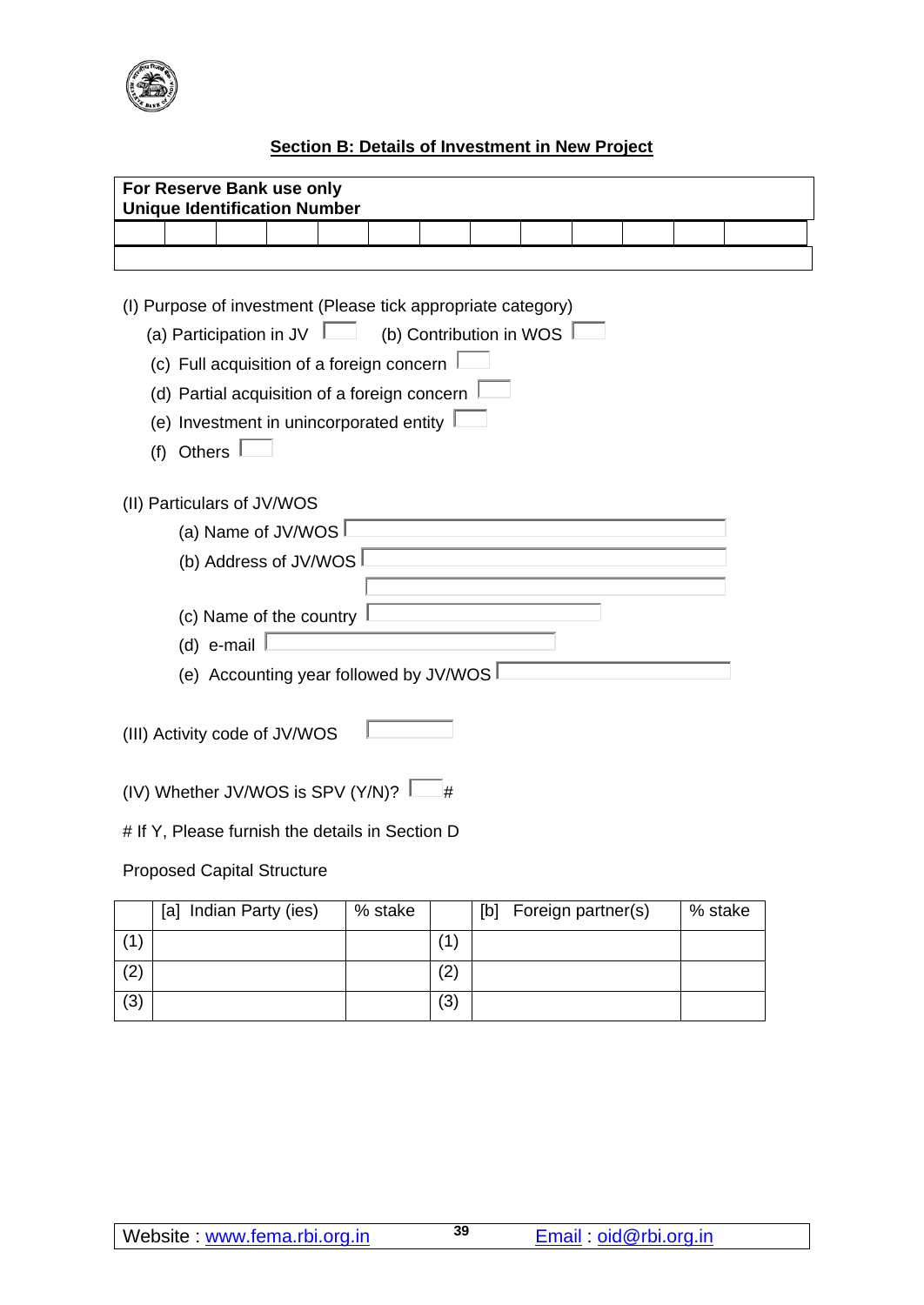## Section B: Details of Investment in New Project

| **For Reserve Bank use only** <br> **Unique Identification Number** | | | | | | | | | | | | | |
|---|---|---|---|---|---|---|---|---|---|---|---|---|---|
| | | | | | | | | | | | | | |
| | | | | | | | | | | | | | |

(I) Purpose of investment (Please tick appropriate category)

(a) Participation in JV ☐  (b) Contribution in WOS ☐

(c) Full acquisition of a foreign concern ☐

(d) Partial acquisition of a foreign concern ☐

(e) Investment in unincorporated entity ☐

(f) Others ☐

(II) Particulars of JV/WOS

(a) Name of JV/WOS ______________________

(b) Address of JV/WOS ______________________

______________________

(c) Name of the country ______________________

(d) e-mail ______________________

(e) Accounting year followed by JV/WOS ______________________

(III) Activity code of JV/WOS ______

(IV) Whether JV/WOS is SPV (Y/N)? ☐ #

# If Y, Please furnish the details in Section D

Proposed Capital Structure

| | [a] Indian Party (ies) | % stake | | [b] Foreign partner(s) | % stake |
|---|---|---|---|---|---|
| (1) | | | (1) | | |
| (2) | | | (2) | | |
| (3) | | | (3) | | |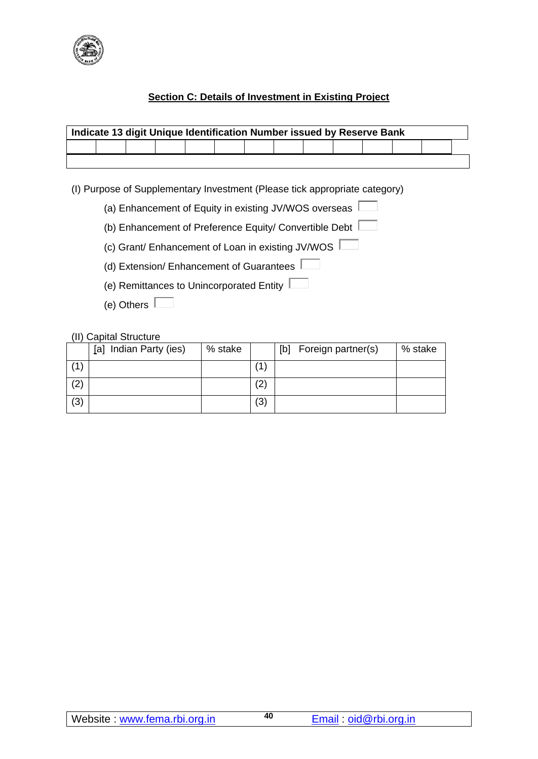## Section C: Details of Investment in Existing Project

| Indicate 13 digit Unique Identification Number issued by Reserve Bank | | | | | | | | | | | | |
|---|---|---|---|---|---|---|---|---|---|---|---|---|
| | | | | | | | | | | | | |

(I) Purpose of Supplementary Investment (Please tick appropriate category)

- (a) Enhancement of Equity in existing JV/WOS overseas ☐
- (b) Enhancement of Preference Equity/ Convertible Debt ☐
- (c) Grant/ Enhancement of Loan in existing JV/WOS ☐
- (d) Extension/ Enhancement of Guarantees ☐
- (e) Remittances to Unincorporated Entity ☐
- (e) Others ☐

(II) Capital Structure

| | [a] Indian Party (ies) | % stake | | [b] Foreign partner(s) | % stake |
|---|---|---|---|---|---|
| (1) | | | (1) | | |
| (2) | | | (2) | | |
| (3) | | | (3) | | |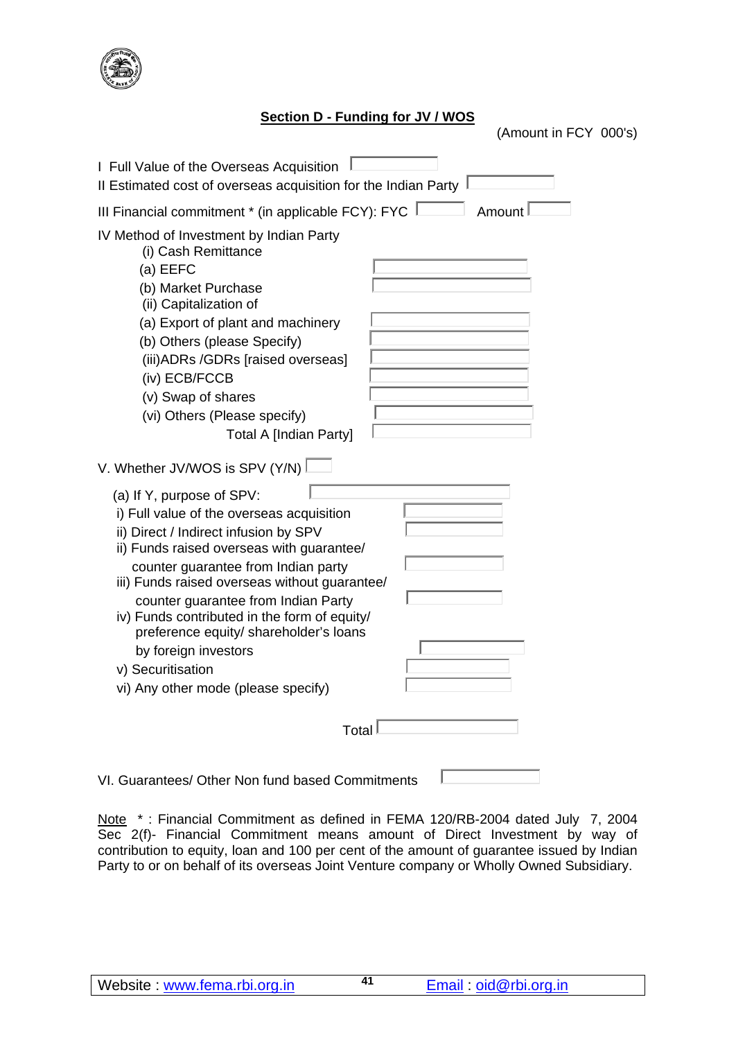## Section D - Funding for JV / WOS

(Amount in FCY 000's)

I Full Value of the Overseas Acquisition

II Estimated cost of overseas acquisition for the Indian Party

III Financial commitment * (in applicable FCY): FYC Amount

IV Method of Investment by Indian Party

- (i) Cash Remittance
  - (a) EEFC
  - (b) Market Purchase
- (ii) Capitalization of
  - (a) Export of plant and machinery
  - (b) Others (please Specify)
- (iii)ADRs /GDRs [raised overseas]
- (iv) ECB/FCCB
- (v) Swap of shares
- (vi) Others (Please specify)

Total A [Indian Party]

V. Whether JV/WOS is SPV (Y/N)

(a) If Y, purpose of SPV:

- i) Full value of the overseas acquisition
- ii) Direct / Indirect infusion by SPV
- ii) Funds raised overseas with guarantee/ counter guarantee from Indian party
- iii) Funds raised overseas without guarantee/ counter guarantee from Indian Party
- iv) Funds contributed in the form of equity/ preference equity/ shareholder's loans by foreign investors
- v) Securitisation
- vi) Any other mode (please specify)

Total

VI. Guarantees/ Other Non fund based Commitments

Note * : Financial Commitment as defined in FEMA 120/RB-2004 dated July 7, 2004 Sec 2(f)- Financial Commitment means amount of Direct Investment by way of contribution to equity, loan and 100 per cent of the amount of guarantee issued by Indian Party to or on behalf of its overseas Joint Venture company or Wholly Owned Subsidiary.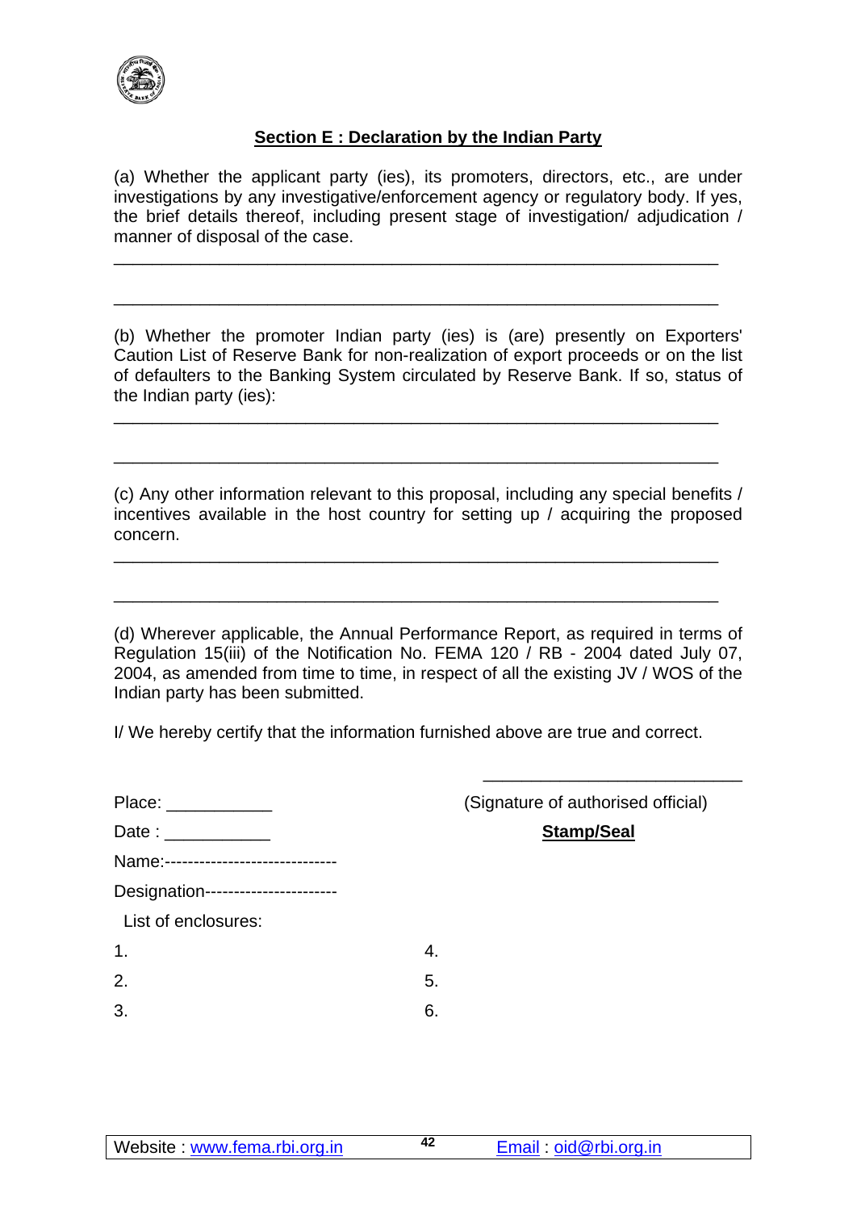## Section E : Declaration by the Indian Party

(a) Whether the applicant party (ies), its promoters, directors, etc., are under investigations by any investigative/enforcement agency or regulatory body. If yes, the brief details thereof, including present stage of investigation/ adjudication / manner of disposal of the case.

___________________________________________________________________

___________________________________________________________________

(b) Whether the promoter Indian party (ies) is (are) presently on Exporters' Caution List of Reserve Bank for non-realization of export proceeds or on the list of defaulters to the Banking System circulated by Reserve Bank. If so, status of the Indian party (ies):

___________________________________________________________________

___________________________________________________________________

(c) Any other information relevant to this proposal, including any special benefits / incentives available in the host country for setting up / acquiring the proposed concern.

___________________________________________________________________

___________________________________________________________________

(d) Wherever applicable, the Annual Performance Report, as required in terms of Regulation 15(iii) of the Notification No. FEMA 120 / RB - 2004 dated July 07, 2004, as amended from time to time, in respect of all the existing JV / WOS of the Indian party has been submitted.

I/ We hereby certify that the information furnished above are true and correct.

_____________________________

(Signature of authorised official)

**Stamp/Seal**

Place: ___________

Date : ___________

Name:------------------------------

Designation-----------------------

List of enclosures:

1.

2.

3.

4.

5.

6.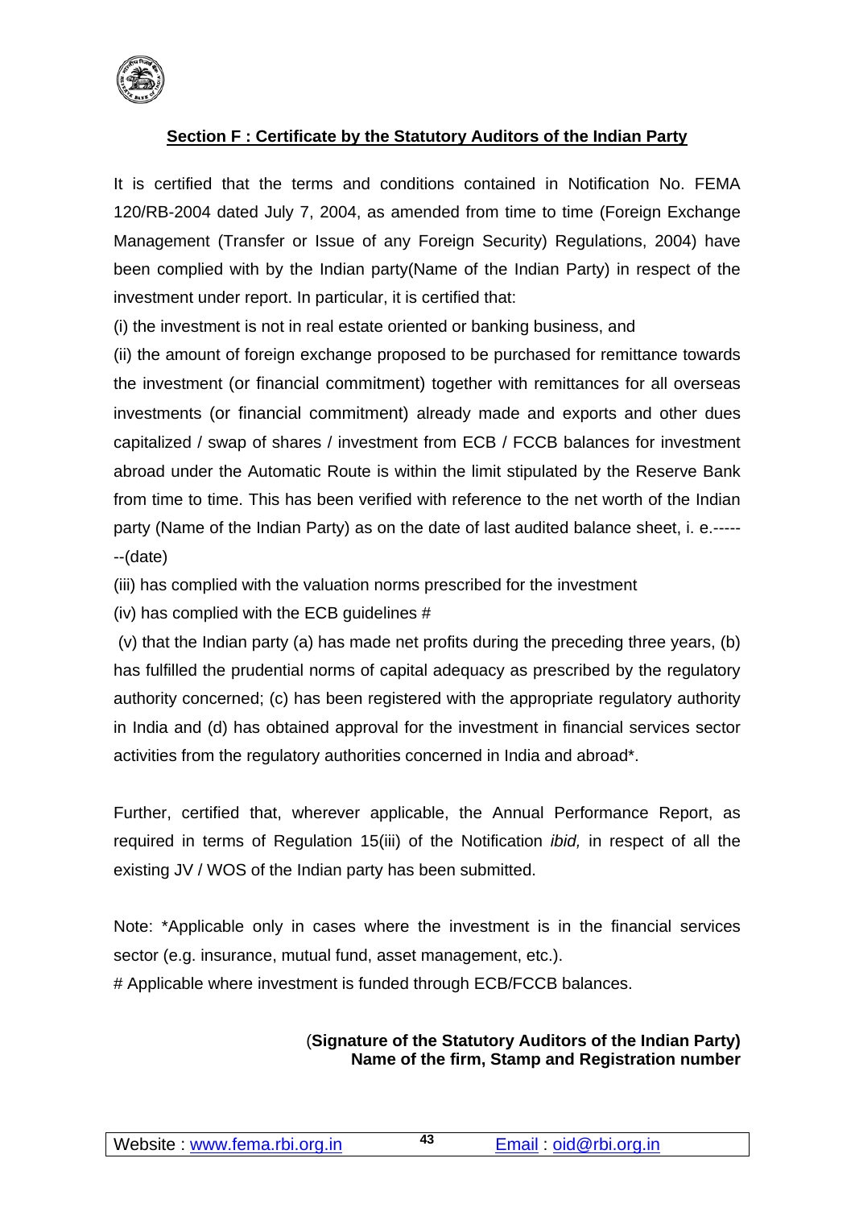## Section F : Certificate by the Statutory Auditors of the Indian Party

It is certified that the terms and conditions contained in Notification No. FEMA 120/RB-2004 dated July 7, 2004, as amended from time to time (Foreign Exchange Management (Transfer or Issue of any Foreign Security) Regulations, 2004) have been complied with by the Indian party(Name of the Indian Party) in respect of the investment under report. In particular, it is certified that:

(i) the investment is not in real estate oriented or banking business, and

(ii) the amount of foreign exchange proposed to be purchased for remittance towards the investment (or financial commitment) together with remittances for all overseas investments (or financial commitment) already made and exports and other dues capitalized / swap of shares / investment from ECB / FCCB balances for investment abroad under the Automatic Route is within the limit stipulated by the Reserve Bank from time to time. This has been verified with reference to the net worth of the Indian party (Name of the Indian Party) as on the date of last audited balance sheet, i. e.-------(date)

(iii) has complied with the valuation norms prescribed for the investment

(iv) has complied with the ECB guidelines #

(v) that the Indian party (a) has made net profits during the preceding three years, (b) has fulfilled the prudential norms of capital adequacy as prescribed by the regulatory authority concerned; (c) has been registered with the appropriate regulatory authority in India and (d) has obtained approval for the investment in financial services sector activities from the regulatory authorities concerned in India and abroad*.

Further, certified that, wherever applicable, the Annual Performance Report, as required in terms of Regulation 15(iii) of the Notification *ibid,* in respect of all the existing JV / WOS of the Indian party has been submitted.

Note: *Applicable only in cases where the investment is in the financial services sector (e.g. insurance, mutual fund, asset management, etc.).

# Applicable where investment is funded through ECB/FCCB balances.

(**Signature of the Statutory Auditors of the Indian Party)**
**Name of the firm, Stamp and Registration number**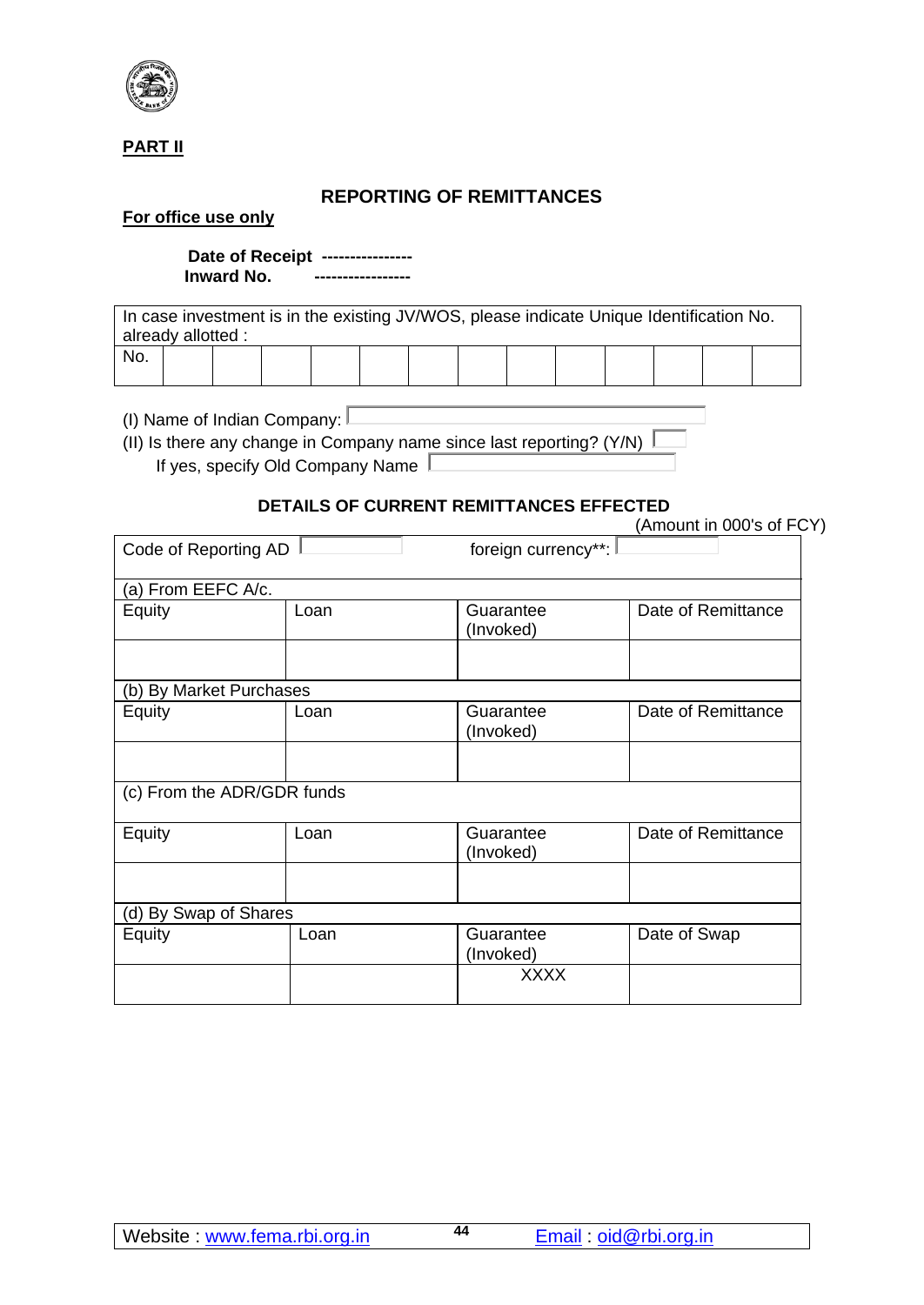**PART II**

## REPORTING OF REMITTANCES

**For office use only**

**Date of Receipt ----------------**
**Inward No. -----------------**

| In case investment is in the existing JV/WOS, please indicate Unique Identification No. already allotted : | | | | | | | | | | | | | |
|---|---|---|---|---|---|---|---|---|---|---|---|---|---|
| No. | | | | | | | | | | | | | |

(I) Name of Indian Company:
(II) Is there any change in Company name since last reporting? (Y/N)
If yes, specify Old Company Name

### DETAILS OF CURRENT REMITTANCES EFFECTED

(Amount in 000's of FCY)

| Code of Reporting AD | | foreign currency**: | |
|---|---|---|---|
| (a) From EEFC A/c. | | | |
| Equity | Loan | Guarantee (Invoked) | Date of Remittance |
| | | | |
| (b) By Market Purchases | | | |
| Equity | Loan | Guarantee (Invoked) | Date of Remittance |
| | | | |
| (c) From the ADR/GDR funds | | | |
| Equity | Loan | Guarantee (Invoked) | Date of Remittance |
| | | | |
| (d) By Swap of Shares | | | |
| Equity | Loan | Guarantee (Invoked) | Date of Swap |
| | | XXXX | |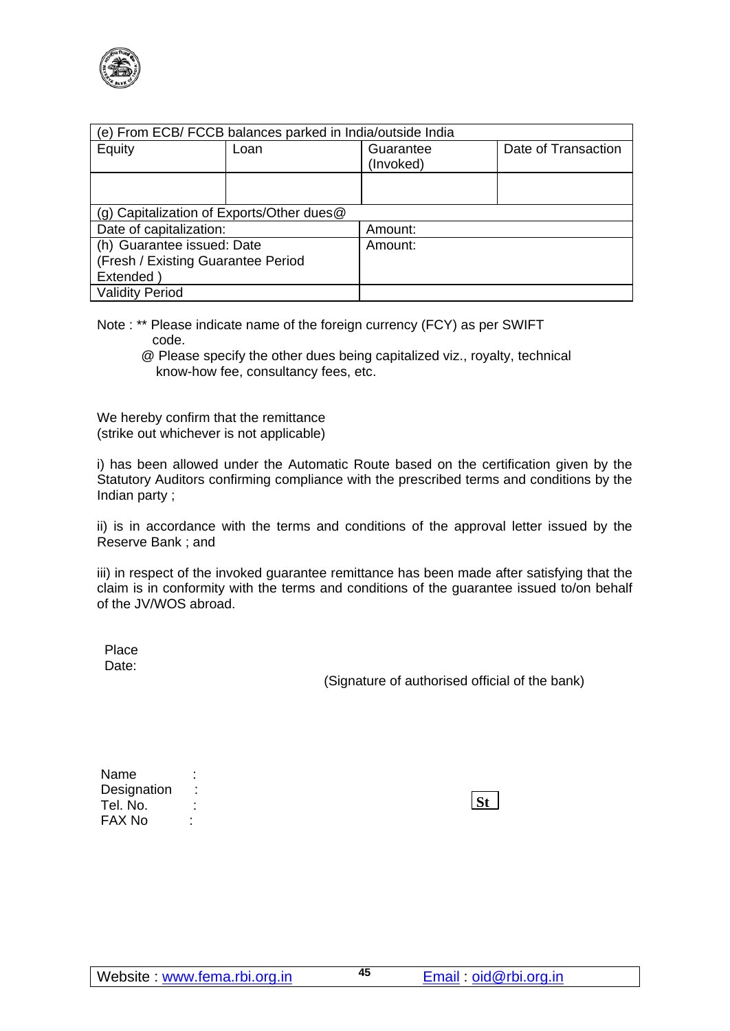| (e) From ECB/ FCCB balances parked in India/outside India | | | |
|---|---|---|---|
| Equity | Loan | Guarantee (Invoked) | Date of Transaction |
| | | | |
| (g) Capitalization of Exports/Other dues@ | | | |
| Date of capitalization: | | Amount: | |
| (h) Guarantee issued: Date (Fresh / Existing Guarantee Period Extended ) | | Amount: | |
| Validity Period | | | |

Note : ** Please indicate name of the foreign currency (FCY) as per SWIFT code.

@ Please specify the other dues being capitalized viz., royalty, technical know-how fee, consultancy fees, etc.

We hereby confirm that the remittance
(strike out whichever is not applicable)

i) has been allowed under the Automatic Route based on the certification given by the Statutory Auditors confirming compliance with the prescribed terms and conditions by the Indian party ;

ii) is in accordance with the terms and conditions of the approval letter issued by the Reserve Bank ; and

iii) in respect of the invoked guarantee remittance has been made after satisfying that the claim is in conformity with the terms and conditions of the guarantee issued to/on behalf of the JV/WOS abroad.

Place
Date:

(Signature of authorised official of the bank)

Name :
Designation :
Tel. No. :
FAX No :

St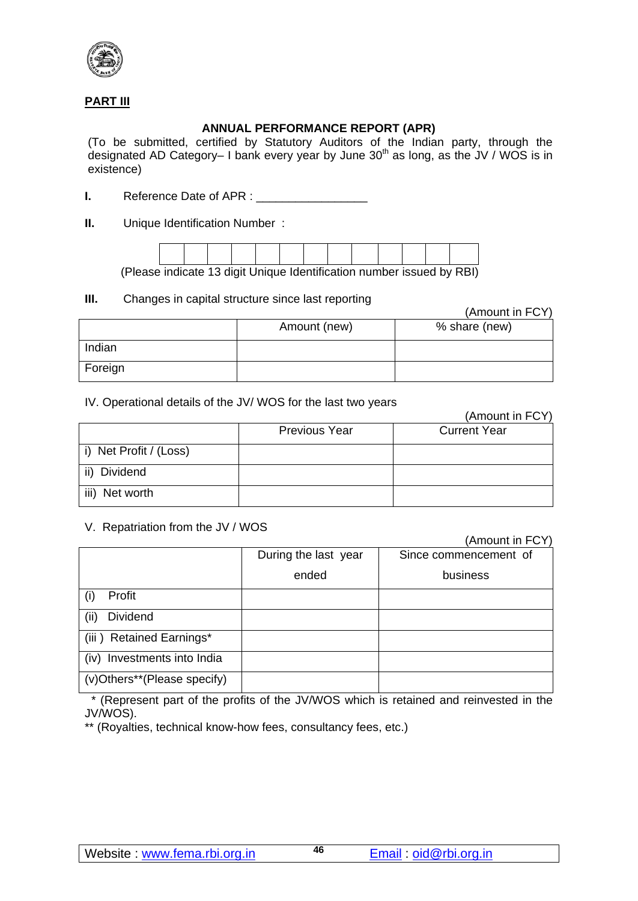**PART III**

**ANNUAL PERFORMANCE REPORT (APR)**

(To be submitted, certified by Statutory Auditors of the Indian party, through the designated AD Category– I bank every year by June 30th as long, as the JV / WOS is in existence)

**I.** Reference Date of APR : _________________

**II.** Unique Identification Number :

| | | | | | | | | | | | | |
|---|---|---|---|---|---|---|---|---|---|---|---|---|
| | | | | | | | | | | | | |

(Please indicate 13 digit Unique Identification number issued by RBI)

**III.** Changes in capital structure since last reporting

(Amount in FCY)

| | Amount (new) | % share (new) |
|---|---|---|
| Indian | | |
| Foreign | | |

IV. Operational details of the JV/ WOS for the last two years

(Amount in FCY)

| | Previous Year | Current Year |
|---|---|---|
| i) Net Profit / (Loss) | | |
| ii) Dividend | | |
| iii) Net worth | | |

V. Repatriation from the JV / WOS

(Amount in FCY)

| | During the last year ended | Since commencement of business |
|---|---|---|
| (i) Profit | | |
| (ii) Dividend | | |
| (iii ) Retained Earnings* | | |
| (iv) Investments into India | | |
| (v)Others**(Please specify) | | |

* (Represent part of the profits of the JV/WOS which is retained and reinvested in the JV/WOS).

** (Royalties, technical know-how fees, consultancy fees, etc.)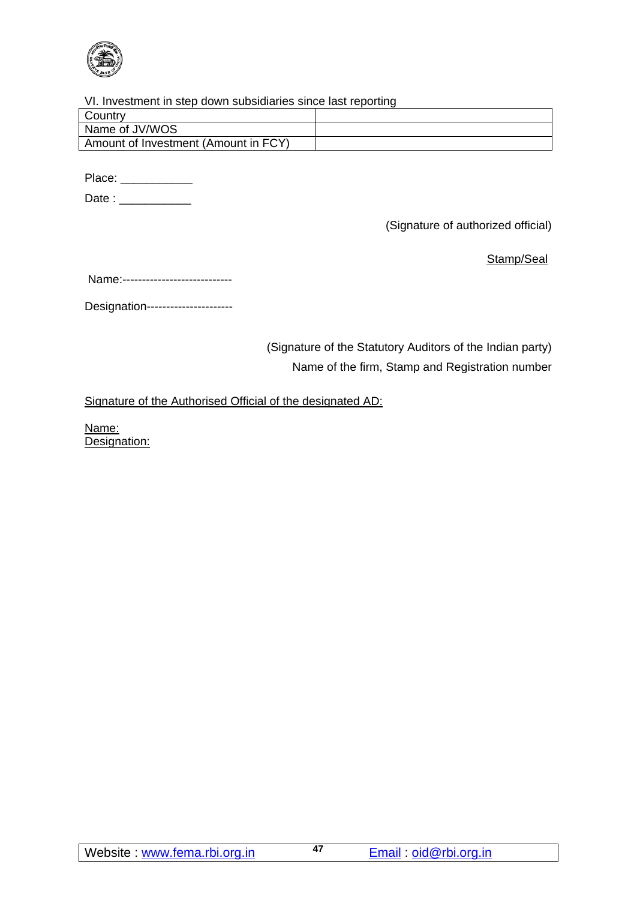VI. Investment in step down subsidiaries since last reporting

| Country | |
|---|---|
| Name of JV/WOS | |
| Amount of Investment (Amount in FCY) | |

Place: ___________

Date : ___________

(Signature of authorized official)

Stamp/Seal

Name:----------------------------

Designation---------------------

(Signature of the Statutory Auditors of the Indian party)

Name of the firm, Stamp and Registration number

Signature of the Authorised Official of the designated AD:

Name:

Designation: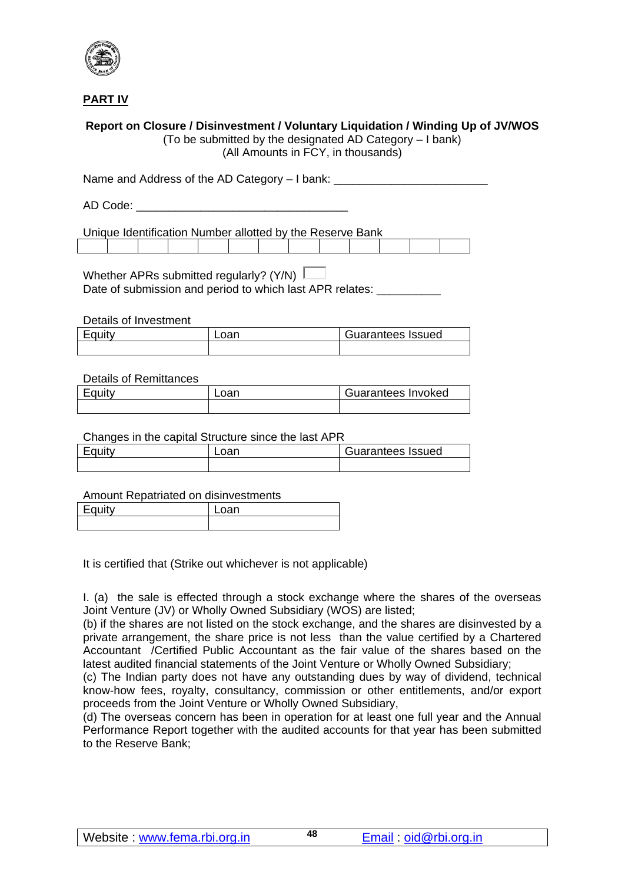## PART IV

**Report on Closure / Disinvestment / Voluntary Liquidation / Winding Up of JV/WOS**

(To be submitted by the designated AD Category – I bank)

(All Amounts in FCY, in thousands)

Name and Address of the AD Category – I bank: ________________________

AD Code: _________________________________

Unique Identification Number allotted by the Reserve Bank

| | | | | | | | | | | | | |
|---|---|---|---|---|---|---|---|---|---|---|---|---|
| | | | | | | | | | | | | |

Whether APRs submitted regularly? (Y/N) ☐

Date of submission and period to which last APR relates: __________

Details of Investment

| Equity | Loan | Guarantees Issued |
|---|---|---|
| | | |

Details of Remittances

| Equity | Loan | Guarantees Invoked |
|---|---|---|
| | | |

Changes in the capital Structure since the last APR

| Equity | Loan | Guarantees Issued |
|---|---|---|
| | | |

Amount Repatriated on disinvestments

| Equity | Loan |
|---|---|
| | |

It is certified that (Strike out whichever is not applicable)

I. (a) the sale is effected through a stock exchange where the shares of the overseas Joint Venture (JV) or Wholly Owned Subsidiary (WOS) are listed;

(b) if the shares are not listed on the stock exchange, and the shares are disinvested by a private arrangement, the share price is not less than the value certified by a Chartered Accountant /Certified Public Accountant as the fair value of the shares based on the latest audited financial statements of the Joint Venture or Wholly Owned Subsidiary;

(c) The Indian party does not have any outstanding dues by way of dividend, technical know-how fees, royalty, consultancy, commission or other entitlements, and/or export proceeds from the Joint Venture or Wholly Owned Subsidiary,

(d) The overseas concern has been in operation for at least one full year and the Annual Performance Report together with the audited accounts for that year has been submitted to the Reserve Bank;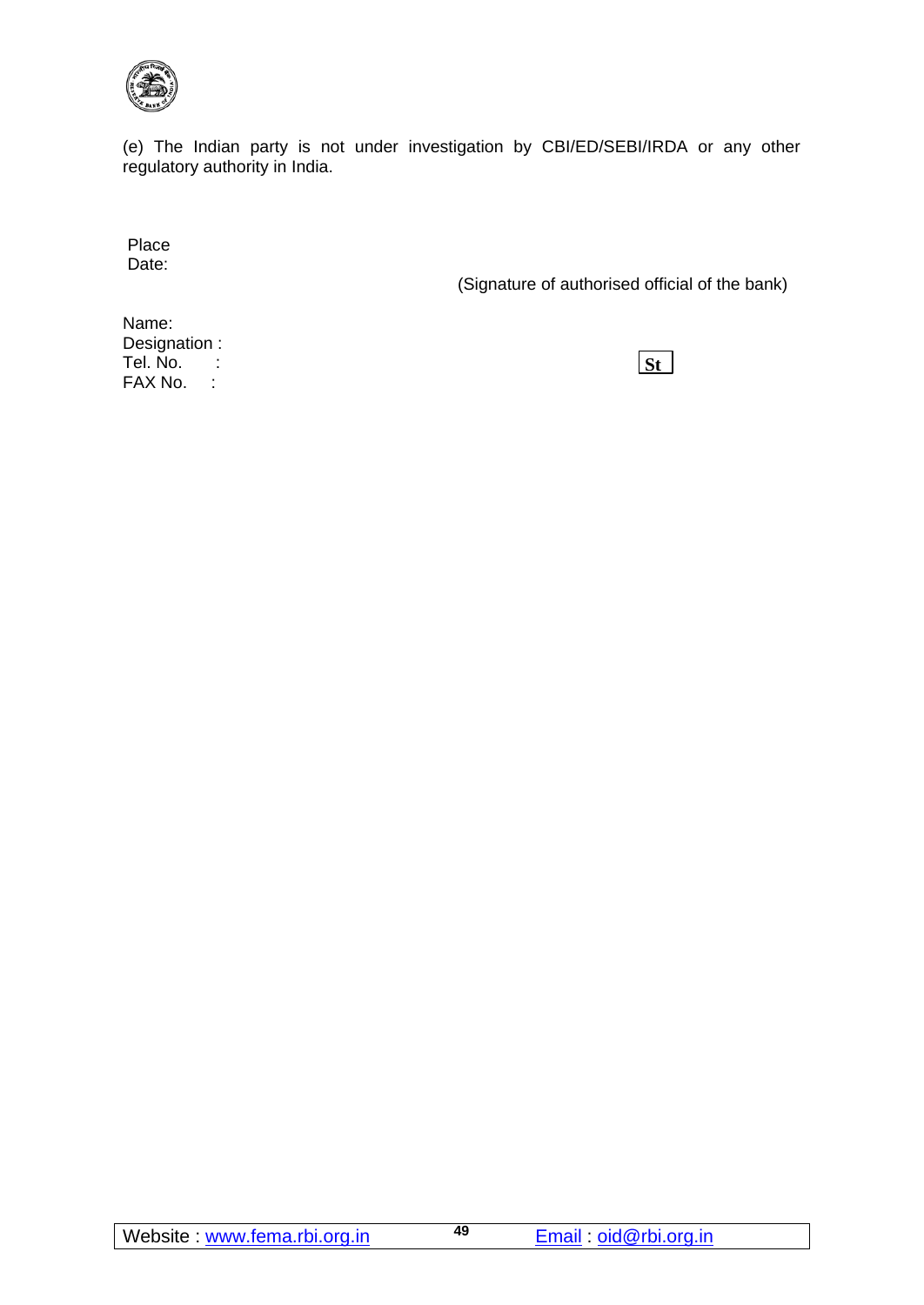(e) The Indian party is not under investigation by CBI/ED/SEBI/IRDA or any other regulatory authority in India.

Place
Date:

(Signature of authorised official of the bank)

Name:
Designation :
Tel. No. :
FAX No. :

St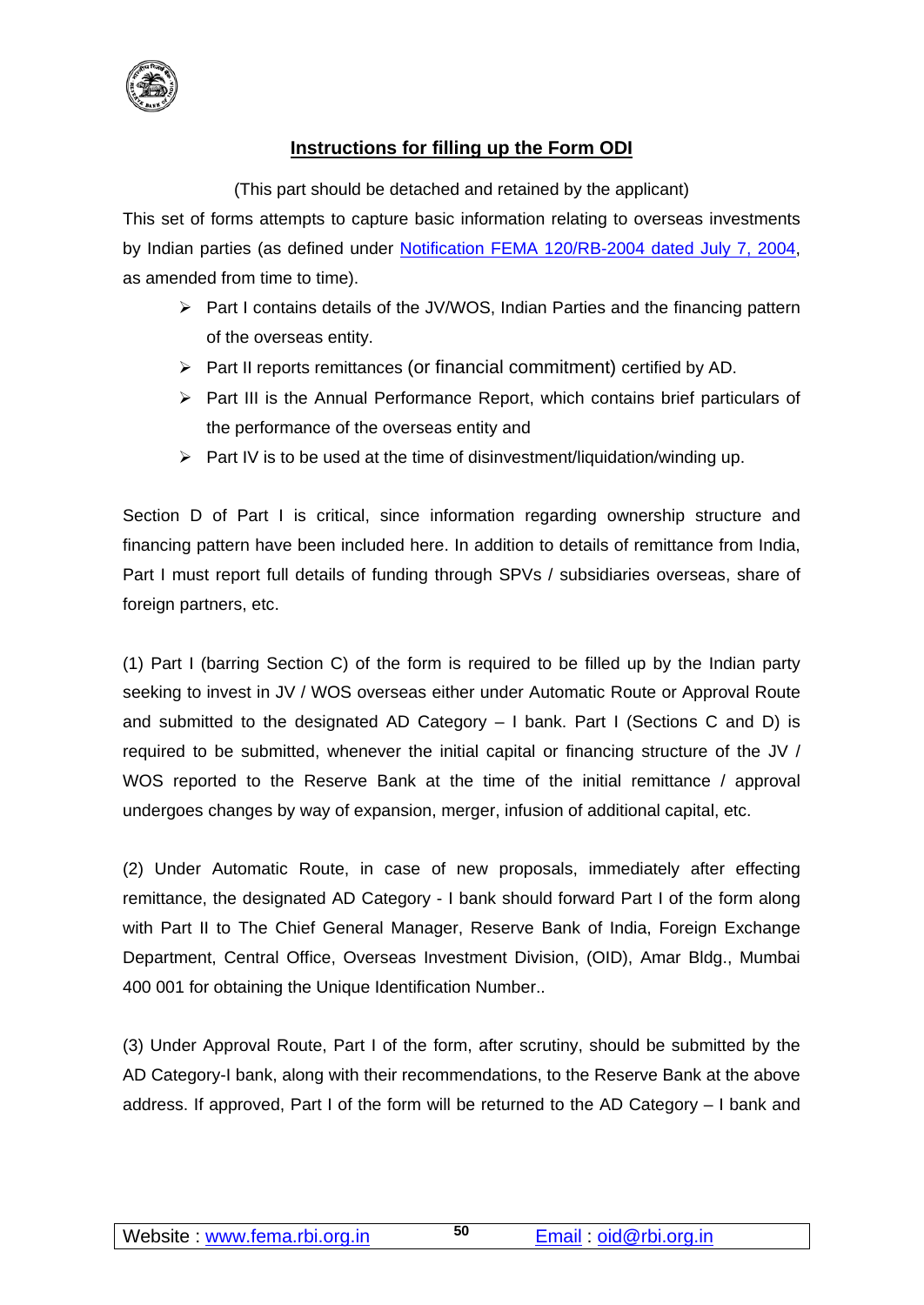## Instructions for filling up the Form ODI

(This part should be detached and retained by the applicant)

This set of forms attempts to capture basic information relating to overseas investments by Indian parties (as defined under Notification FEMA 120/RB-2004 dated July 7, 2004, as amended from time to time).

- Part I contains details of the JV/WOS, Indian Parties and the financing pattern of the overseas entity.
- Part II reports remittances (or financial commitment) certified by AD.
- Part III is the Annual Performance Report, which contains brief particulars of the performance of the overseas entity and
- Part IV is to be used at the time of disinvestment/liquidation/winding up.

Section D of Part I is critical, since information regarding ownership structure and financing pattern have been included here. In addition to details of remittance from India, Part I must report full details of funding through SPVs / subsidiaries overseas, share of foreign partners, etc.

(1) Part I (barring Section C) of the form is required to be filled up by the Indian party seeking to invest in JV / WOS overseas either under Automatic Route or Approval Route and submitted to the designated AD Category – I bank. Part I (Sections C and D) is required to be submitted, whenever the initial capital or financing structure of the JV / WOS reported to the Reserve Bank at the time of the initial remittance / approval undergoes changes by way of expansion, merger, infusion of additional capital, etc.

(2) Under Automatic Route, in case of new proposals, immediately after effecting remittance, the designated AD Category - I bank should forward Part I of the form along with Part II to The Chief General Manager, Reserve Bank of India, Foreign Exchange Department, Central Office, Overseas Investment Division, (OID), Amar Bldg., Mumbai 400 001 for obtaining the Unique Identification Number..

(3) Under Approval Route, Part I of the form, after scrutiny, should be submitted by the AD Category-I bank, along with their recommendations, to the Reserve Bank at the above address. If approved, Part I of the form will be returned to the AD Category – I bank and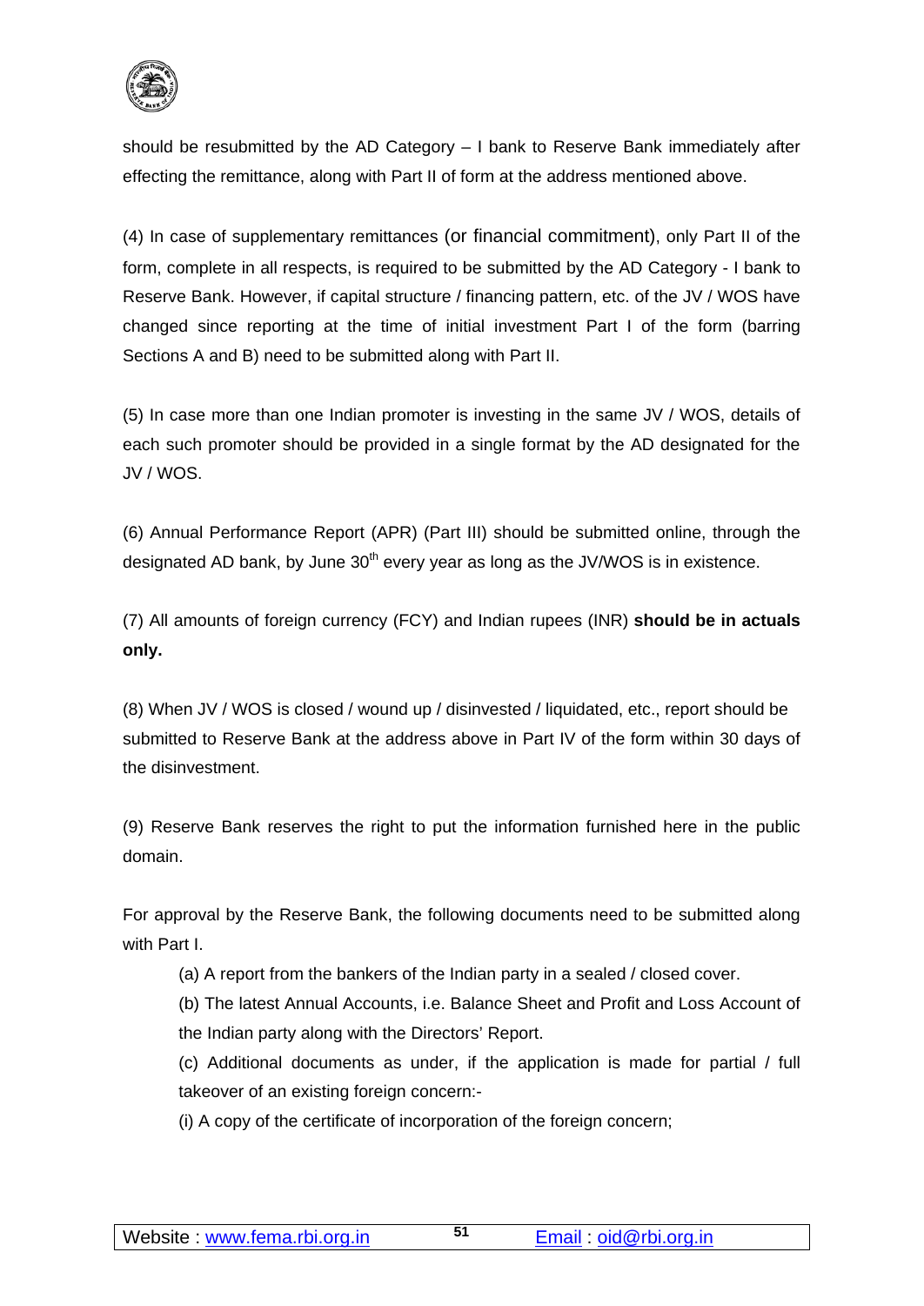should be resubmitted by the AD Category – I bank to Reserve Bank immediately after effecting the remittance, along with Part II of form at the address mentioned above.

(4) In case of supplementary remittances (or financial commitment), only Part II of the form, complete in all respects, is required to be submitted by the AD Category - I bank to Reserve Bank. However, if capital structure / financing pattern, etc. of the JV / WOS have changed since reporting at the time of initial investment Part I of the form (barring Sections A and B) need to be submitted along with Part II.

(5) In case more than one Indian promoter is investing in the same JV / WOS, details of each such promoter should be provided in a single format by the AD designated for the JV / WOS.

(6) Annual Performance Report (APR) (Part III) should be submitted online, through the designated AD bank, by June 30th every year as long as the JV/WOS is in existence.

(7) All amounts of foreign currency (FCY) and Indian rupees (INR) **should be in actuals only.**

(8) When JV / WOS is closed / wound up / disinvested / liquidated, etc., report should be submitted to Reserve Bank at the address above in Part IV of the form within 30 days of the disinvestment.

(9) Reserve Bank reserves the right to put the information furnished here in the public domain.

For approval by the Reserve Bank, the following documents need to be submitted along with Part I.

(a) A report from the bankers of the Indian party in a sealed / closed cover.

(b) The latest Annual Accounts, i.e. Balance Sheet and Profit and Loss Account of the Indian party along with the Directors' Report.

(c) Additional documents as under, if the application is made for partial / full takeover of an existing foreign concern:-

(i) A copy of the certificate of incorporation of the foreign concern;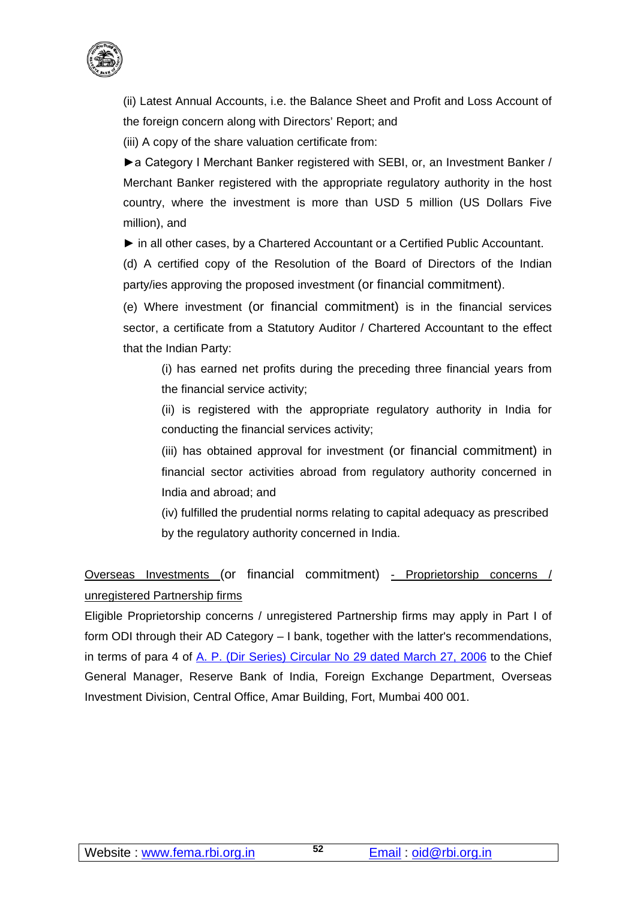(ii) Latest Annual Accounts, i.e. the Balance Sheet and Profit and Loss Account of the foreign concern along with Directors' Report; and

(iii) A copy of the share valuation certificate from:

►a Category I Merchant Banker registered with SEBI, or, an Investment Banker / Merchant Banker registered with the appropriate regulatory authority in the host country, where the investment is more than USD 5 million (US Dollars Five million), and

► in all other cases, by a Chartered Accountant or a Certified Public Accountant.

(d) A certified copy of the Resolution of the Board of Directors of the Indian party/ies approving the proposed investment (or financial commitment).

(e) Where investment (or financial commitment) is in the financial services sector, a certificate from a Statutory Auditor / Chartered Accountant to the effect that the Indian Party:

> (i) has earned net profits during the preceding three financial years from the financial service activity;
>
> (ii) is registered with the appropriate regulatory authority in India for conducting the financial services activity;
>
> (iii) has obtained approval for investment (or financial commitment) in financial sector activities abroad from regulatory authority concerned in India and abroad; and
>
> (iv) fulfilled the prudential norms relating to capital adequacy as prescribed by the regulatory authority concerned in India.

Overseas Investments (or financial commitment) - Proprietorship concerns / unregistered Partnership firms

Eligible Proprietorship concerns / unregistered Partnership firms may apply in Part I of form ODI through their AD Category – I bank, together with the latter's recommendations, in terms of para 4 of A. P. (Dir Series) Circular No 29 dated March 27, 2006 to the Chief General Manager, Reserve Bank of India, Foreign Exchange Department, Overseas Investment Division, Central Office, Amar Building, Fort, Mumbai 400 001.